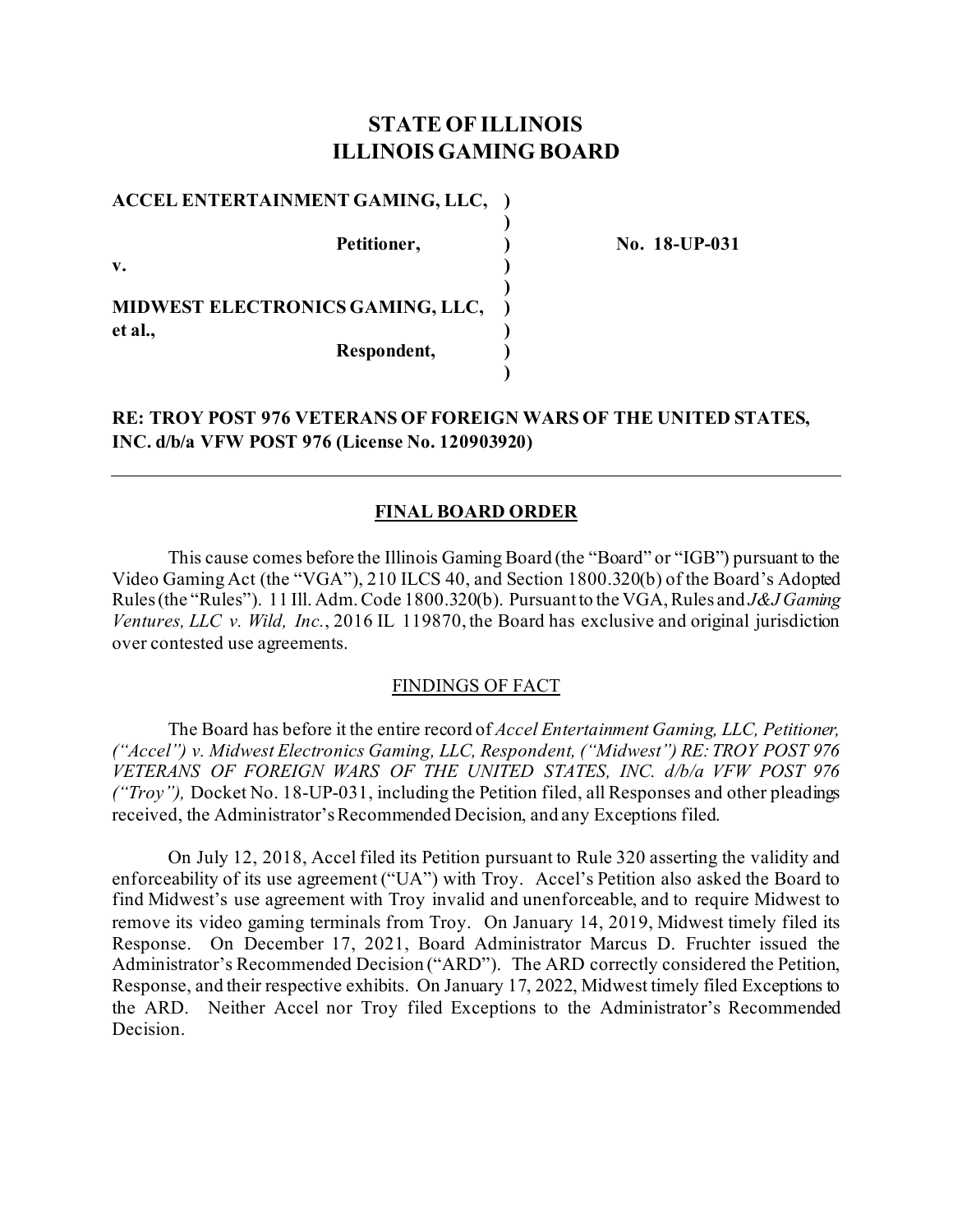# STATE OF ILLINOIS
# ILLINOIS GAMING BOARD

**ACCEL ENTERTAINMENT GAMING, LLC,**

**Petitioner,**

**v.**

**MIDWEST ELECTRONICS GAMING, LLC, et al.,**

**Respondent,**

**No. 18-UP-031**

**RE: TROY POST 976 VETERANS OF FOREIGN WARS OF THE UNITED STATES, INC. d/b/a VFW POST 976 (License No. 120903920)**

---

## FINAL BOARD ORDER

This cause comes before the Illinois Gaming Board (the "Board" or "IGB") pursuant to the Video Gaming Act (the "VGA"), 210 ILCS 40, and Section 1800.320(b) of the Board's Adopted Rules (the "Rules"). 11 Ill. Adm. Code 1800.320(b). Pursuant to the VGA, Rules and *J&J Gaming Ventures, LLC v. Wild, Inc.*, 2016 IL 119870, the Board has exclusive and original jurisdiction over contested use agreements.

### FINDINGS OF FACT

The Board has before it the entire record of *Accel Entertainment Gaming, LLC, Petitioner, ("Accel") v. Midwest Electronics Gaming, LLC, Respondent, ("Midwest") RE: TROY POST 976 VETERANS OF FOREIGN WARS OF THE UNITED STATES, INC. d/b/a VFW POST 976 ("Troy"),* Docket No. 18-UP-031, including the Petition filed, all Responses and other pleadings received, the Administrator's Recommended Decision, and any Exceptions filed.

On July 12, 2018, Accel filed its Petition pursuant to Rule 320 asserting the validity and enforceability of its use agreement ("UA") with Troy. Accel's Petition also asked the Board to find Midwest's use agreement with Troy invalid and unenforceable, and to require Midwest to remove its video gaming terminals from Troy. On January 14, 2019, Midwest timely filed its Response. On December 17, 2021, Board Administrator Marcus D. Fruchter issued the Administrator's Recommended Decision ("ARD"). The ARD correctly considered the Petition, Response, and their respective exhibits. On January 17, 2022, Midwest timely filed Exceptions to the ARD. Neither Accel nor Troy filed Exceptions to the Administrator's Recommended Decision.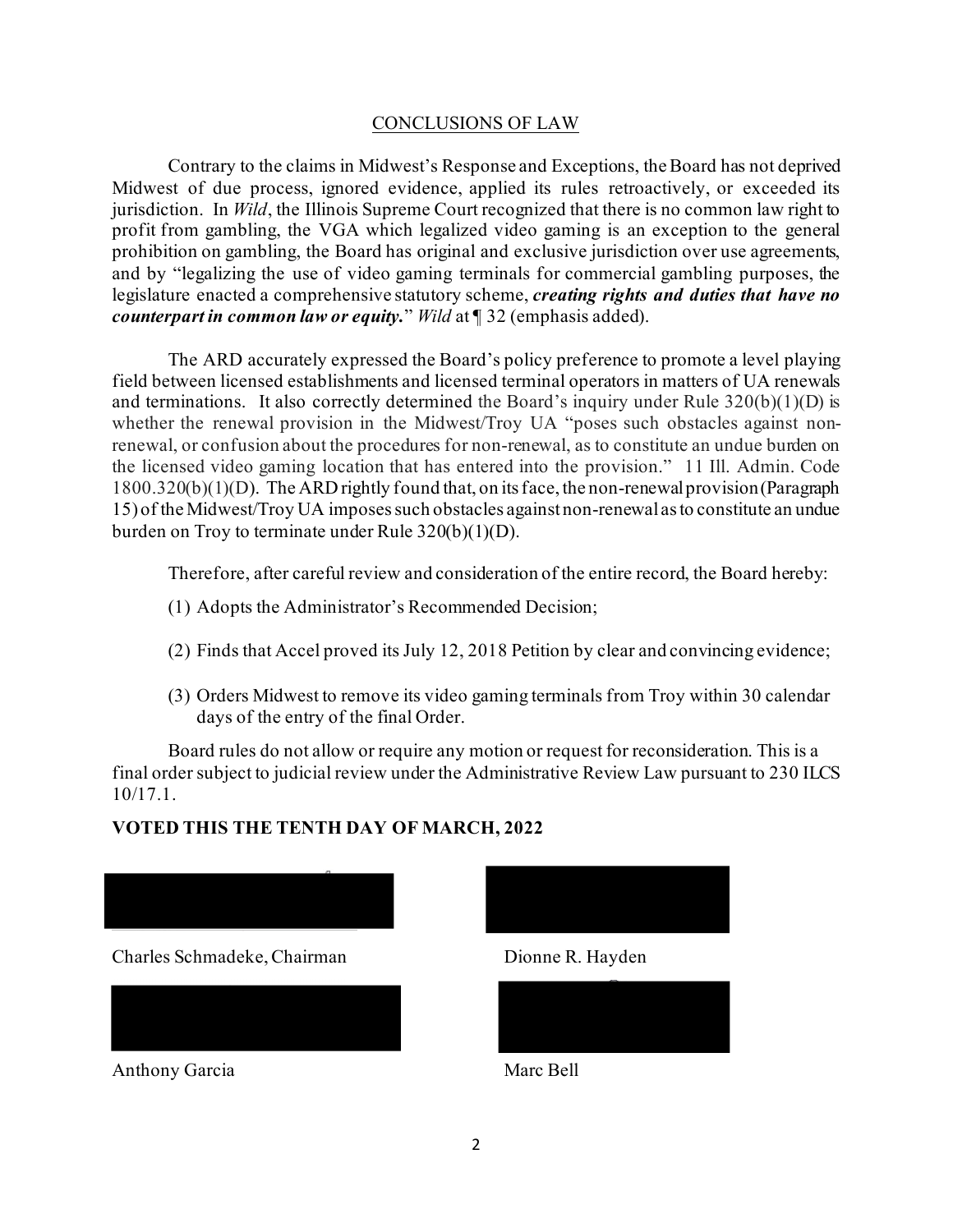## CONCLUSIONS OF LAW

Contrary to the claims in Midwest's Response and Exceptions, the Board has not deprived Midwest of due process, ignored evidence, applied its rules retroactively, or exceeded its jurisdiction. In *Wild*, the Illinois Supreme Court recognized that there is no common law right to profit from gambling, the VGA which legalized video gaming is an exception to the general prohibition on gambling, the Board has original and exclusive jurisdiction over use agreements, and by "legalizing the use of video gaming terminals for commercial gambling purposes, the legislature enacted a comprehensive statutory scheme, ***creating rights and duties that have no counterpart in common law or equity.***" *Wild* at ¶ 32 (emphasis added).

The ARD accurately expressed the Board's policy preference to promote a level playing field between licensed establishments and licensed terminal operators in matters of UA renewals and terminations. It also correctly determined the Board's inquiry under Rule 320(b)(1)(D) is whether the renewal provision in the Midwest/Troy UA "poses such obstacles against non-renewal, or confusion about the procedures for non-renewal, as to constitute an undue burden on the licensed video gaming location that has entered into the provision." 11 Ill. Admin. Code 1800.320(b)(1)(D). The ARD rightly found that, on its face, the non-renewal provision (Paragraph 15) of the Midwest/Troy UA imposes such obstacles against non-renewal as to constitute an undue burden on Troy to terminate under Rule 320(b)(1)(D).

Therefore, after careful review and consideration of the entire record, the Board hereby:

(1) Adopts the Administrator's Recommended Decision;

(2) Finds that Accel proved its July 12, 2018 Petition by clear and convincing evidence;

(3) Orders Midwest to remove its video gaming terminals from Troy within 30 calendar days of the entry of the final Order.

Board rules do not allow or require any motion or request for reconsideration. This is a final order subject to judicial review under the Administrative Review Law pursuant to 230 ILCS 10/17.1.

**VOTED THIS THE TENTH DAY OF MARCH, 2022**

Charles Schmadeke, Chairman

Dionne R. Hayden

Anthony Garcia

Marc Bell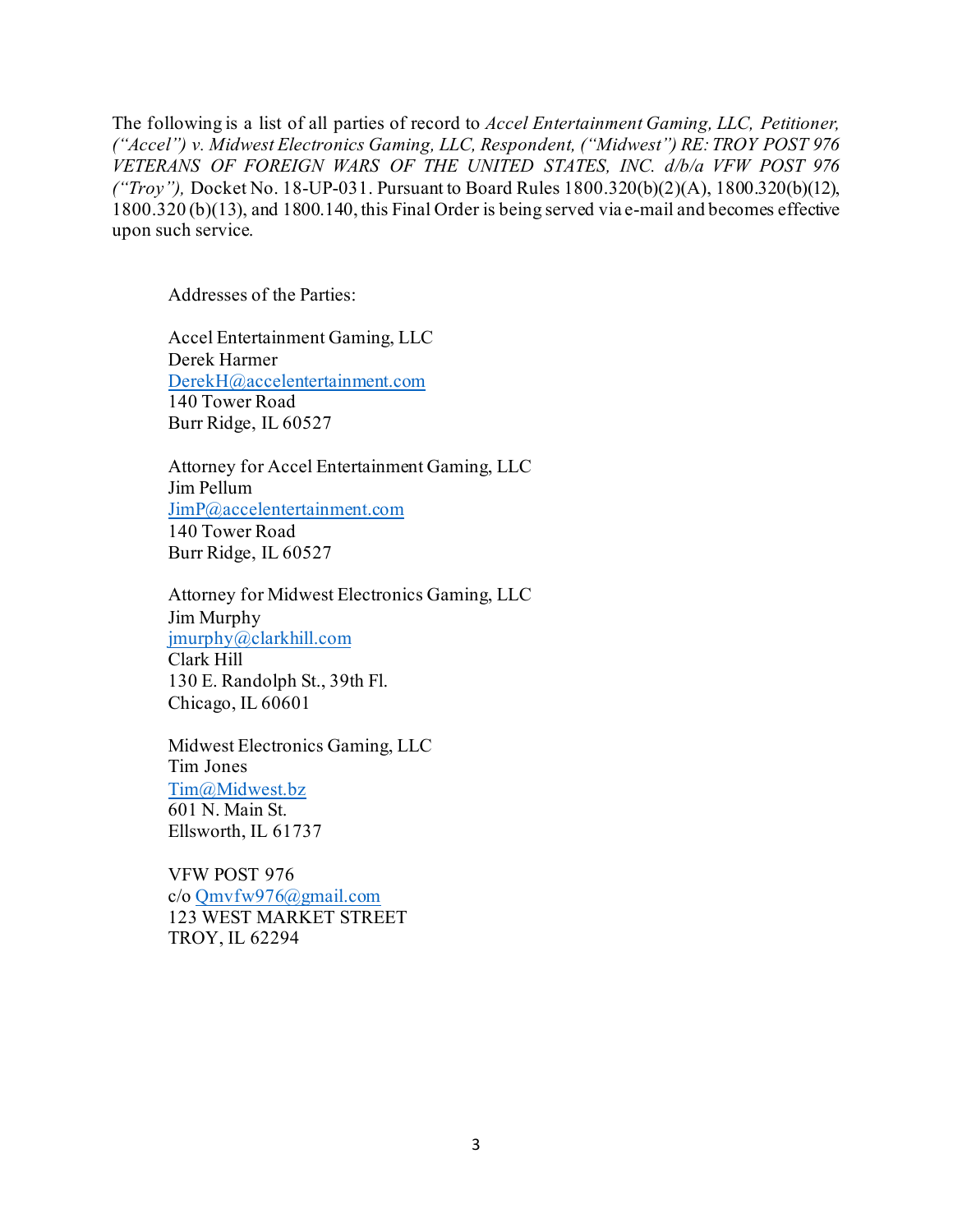The following is a list of all parties of record to *Accel Entertainment Gaming, LLC, Petitioner, ("Accel") v. Midwest Electronics Gaming, LLC, Respondent, ("Midwest") RE: TROY POST 976 VETERANS OF FOREIGN WARS OF THE UNITED STATES, INC. d/b/a VFW POST 976 ("Troy"),* Docket No. 18-UP-031. Pursuant to Board Rules 1800.320(b)(2)(A), 1800.320(b)(12), 1800.320 (b)(13), and 1800.140, this Final Order is being served via e-mail and becomes effective upon such service.

Addresses of the Parties:

Accel Entertainment Gaming, LLC
Derek Harmer
DerekH@accelentertainment.com
140 Tower Road
Burr Ridge, IL 60527

Attorney for Accel Entertainment Gaming, LLC
Jim Pellum
JimP@accelentertainment.com
140 Tower Road
Burr Ridge, IL 60527

Attorney for Midwest Electronics Gaming, LLC
Jim Murphy
jmurphy@clarkhill.com
Clark Hill
130 E. Randolph St., 39th Fl.
Chicago, IL 60601

Midwest Electronics Gaming, LLC
Tim Jones
Tim@Midwest.bz
601 N. Main St.
Ellsworth, IL 61737

VFW POST 976
c/o Qmvfw976@gmail.com
123 WEST MARKET STREET
TROY, IL 62294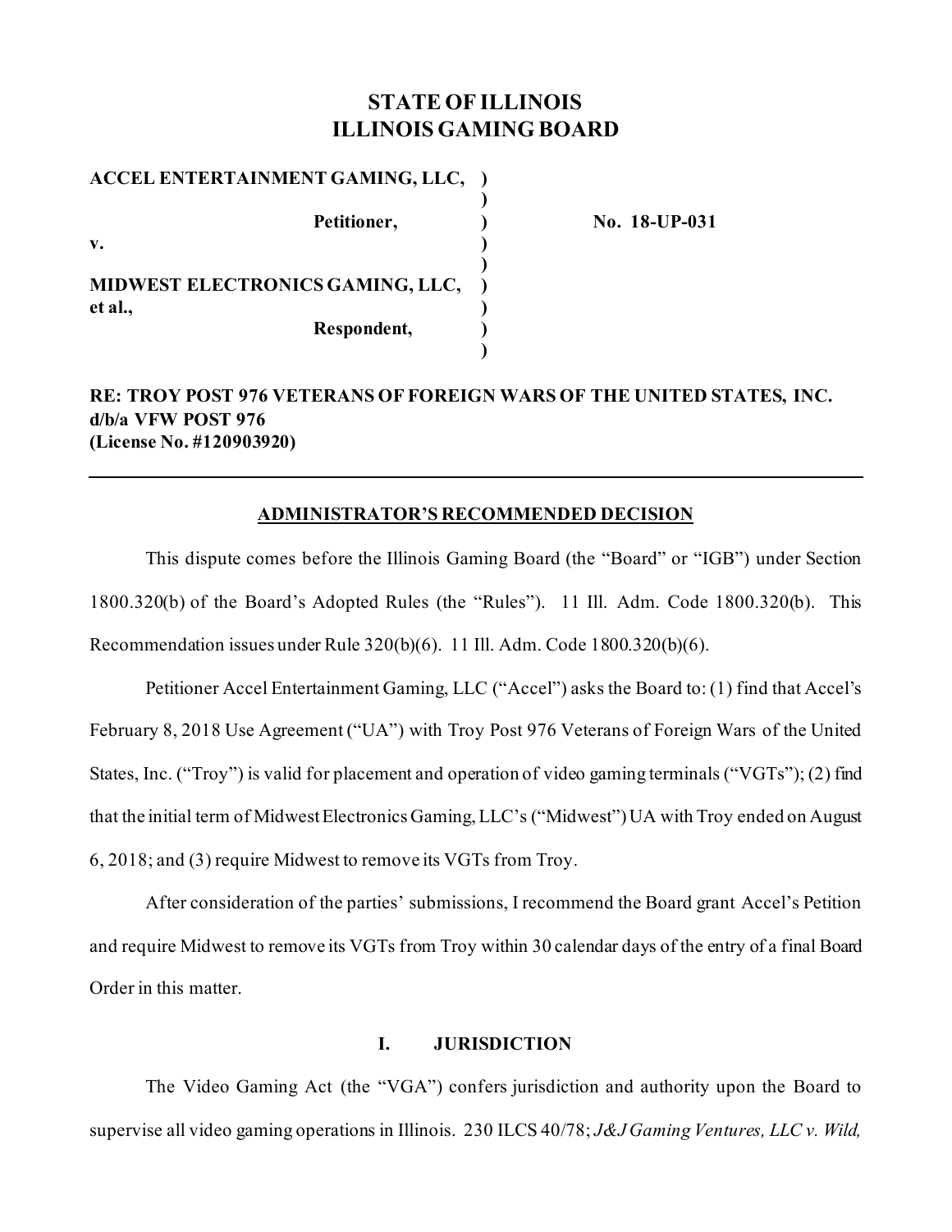# STATE OF ILLINOIS
# ILLINOIS GAMING BOARD

| | | |
|---|---|---|
| **ACCEL ENTERTAINMENT GAMING, LLC,** | ) | |
| | ) | |
| **Petitioner,** | ) | **No. 18-UP-031** |
| **v.** | ) | |
| | ) | |
| **MIDWEST ELECTRONICS GAMING, LLC, et al.,** | ) | |
| | ) | |
| **Respondent,** | ) | |
| | ) | |

**RE: TROY POST 976 VETERANS OF FOREIGN WARS OF THE UNITED STATES, INC. d/b/a VFW POST 976**
**(License No. #120903920)**

---

## ADMINISTRATOR'S RECOMMENDED DECISION

This dispute comes before the Illinois Gaming Board (the "Board" or "IGB") under Section 1800.320(b) of the Board's Adopted Rules (the "Rules"). 11 Ill. Adm. Code 1800.320(b). This Recommendation issues under Rule 320(b)(6). 11 Ill. Adm. Code 1800.320(b)(6).

Petitioner Accel Entertainment Gaming, LLC ("Accel") asks the Board to: (1) find that Accel's February 8, 2018 Use Agreement ("UA") with Troy Post 976 Veterans of Foreign Wars of the United States, Inc. ("Troy") is valid for placement and operation of video gaming terminals ("VGTs"); (2) find that the initial term of Midwest Electronics Gaming, LLC's ("Midwest") UA with Troy ended on August 6, 2018; and (3) require Midwest to remove its VGTs from Troy.

After consideration of the parties' submissions, I recommend the Board grant Accel's Petition and require Midwest to remove its VGTs from Troy within 30 calendar days of the entry of a final Board Order in this matter.

## I. JURISDICTION

The Video Gaming Act (the "VGA") confers jurisdiction and authority upon the Board to supervise all video gaming operations in Illinois. 230 ILCS 40/78; *J&J Gaming Ventures, LLC v. Wild,*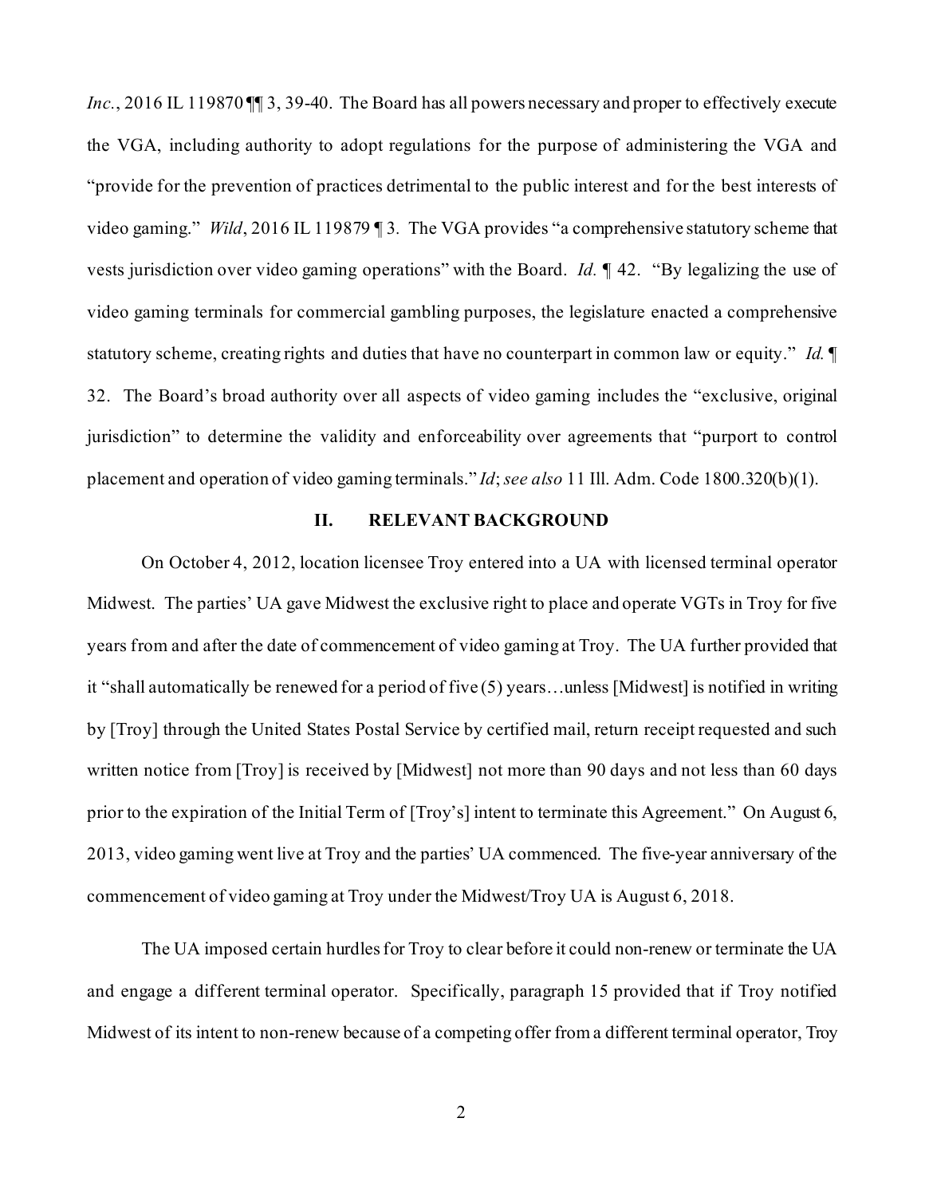*Inc.*, 2016 IL 119870 ¶¶ 3, 39-40. The Board has all powers necessary and proper to effectively execute the VGA, including authority to adopt regulations for the purpose of administering the VGA and "provide for the prevention of practices detrimental to the public interest and for the best interests of video gaming." *Wild*, 2016 IL 119879 ¶ 3. The VGA provides "a comprehensive statutory scheme that vests jurisdiction over video gaming operations" with the Board. *Id.* ¶ 42. "By legalizing the use of video gaming terminals for commercial gambling purposes, the legislature enacted a comprehensive statutory scheme, creating rights and duties that have no counterpart in common law or equity." *Id.* ¶ 32. The Board's broad authority over all aspects of video gaming includes the "exclusive, original jurisdiction" to determine the validity and enforceability over agreements that "purport to control placement and operation of video gaming terminals." *Id*; *see also* 11 Ill. Adm. Code 1800.320(b)(1).

## II. RELEVANT BACKGROUND

On October 4, 2012, location licensee Troy entered into a UA with licensed terminal operator Midwest. The parties' UA gave Midwest the exclusive right to place and operate VGTs in Troy for five years from and after the date of commencement of video gaming at Troy. The UA further provided that it "shall automatically be renewed for a period of five (5) years…unless [Midwest] is notified in writing by [Troy] through the United States Postal Service by certified mail, return receipt requested and such written notice from [Troy] is received by [Midwest] not more than 90 days and not less than 60 days prior to the expiration of the Initial Term of [Troy's] intent to terminate this Agreement." On August 6, 2013, video gaming went live at Troy and the parties' UA commenced. The five-year anniversary of the commencement of video gaming at Troy under the Midwest/Troy UA is August 6, 2018.

The UA imposed certain hurdles for Troy to clear before it could non-renew or terminate the UA and engage a different terminal operator. Specifically, paragraph 15 provided that if Troy notified Midwest of its intent to non-renew because of a competing offer from a different terminal operator, Troy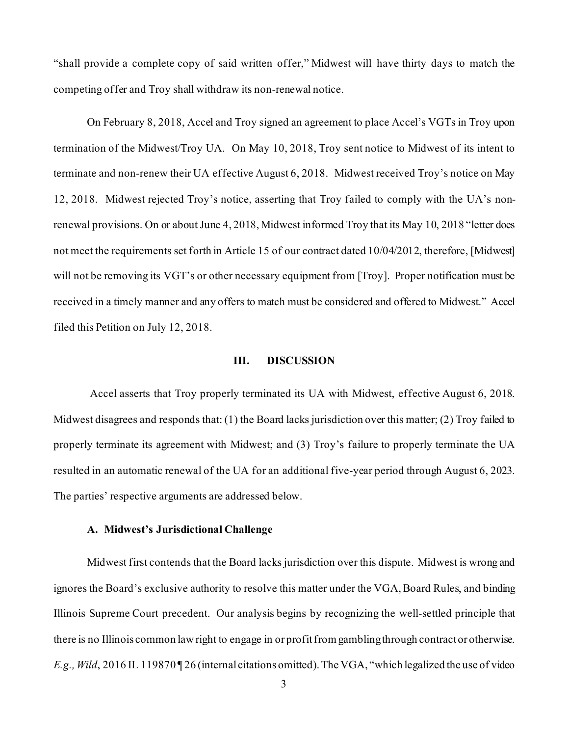"shall provide a complete copy of said written offer," Midwest will have thirty days to match the competing offer and Troy shall withdraw its non-renewal notice.

On February 8, 2018, Accel and Troy signed an agreement to place Accel's VGTs in Troy upon termination of the Midwest/Troy UA. On May 10, 2018, Troy sent notice to Midwest of its intent to terminate and non-renew their UA effective August 6, 2018. Midwest received Troy's notice on May 12, 2018. Midwest rejected Troy's notice, asserting that Troy failed to comply with the UA's non-renewal provisions. On or about June 4, 2018, Midwest informed Troy that its May 10, 2018 "letter does not meet the requirements set forth in Article 15 of our contract dated 10/04/2012, therefore, [Midwest] will not be removing its VGT's or other necessary equipment from [Troy]. Proper notification must be received in a timely manner and any offers to match must be considered and offered to Midwest." Accel filed this Petition on July 12, 2018.

## III. DISCUSSION

Accel asserts that Troy properly terminated its UA with Midwest, effective August 6, 2018. Midwest disagrees and responds that: (1) the Board lacks jurisdiction over this matter; (2) Troy failed to properly terminate its agreement with Midwest; and (3) Troy's failure to properly terminate the UA resulted in an automatic renewal of the UA for an additional five-year period through August 6, 2023. The parties' respective arguments are addressed below.

### A. Midwest's Jurisdictional Challenge

Midwest first contends that the Board lacks jurisdiction over this dispute. Midwest is wrong and ignores the Board's exclusive authority to resolve this matter under the VGA, Board Rules, and binding Illinois Supreme Court precedent. Our analysis begins by recognizing the well-settled principle that there is no Illinois common law right to engage in or profit from gambling through contract or otherwise. *E.g., Wild*, 2016 IL 119870 ¶ 26 (internal citations omitted). The VGA, "which legalized the use of video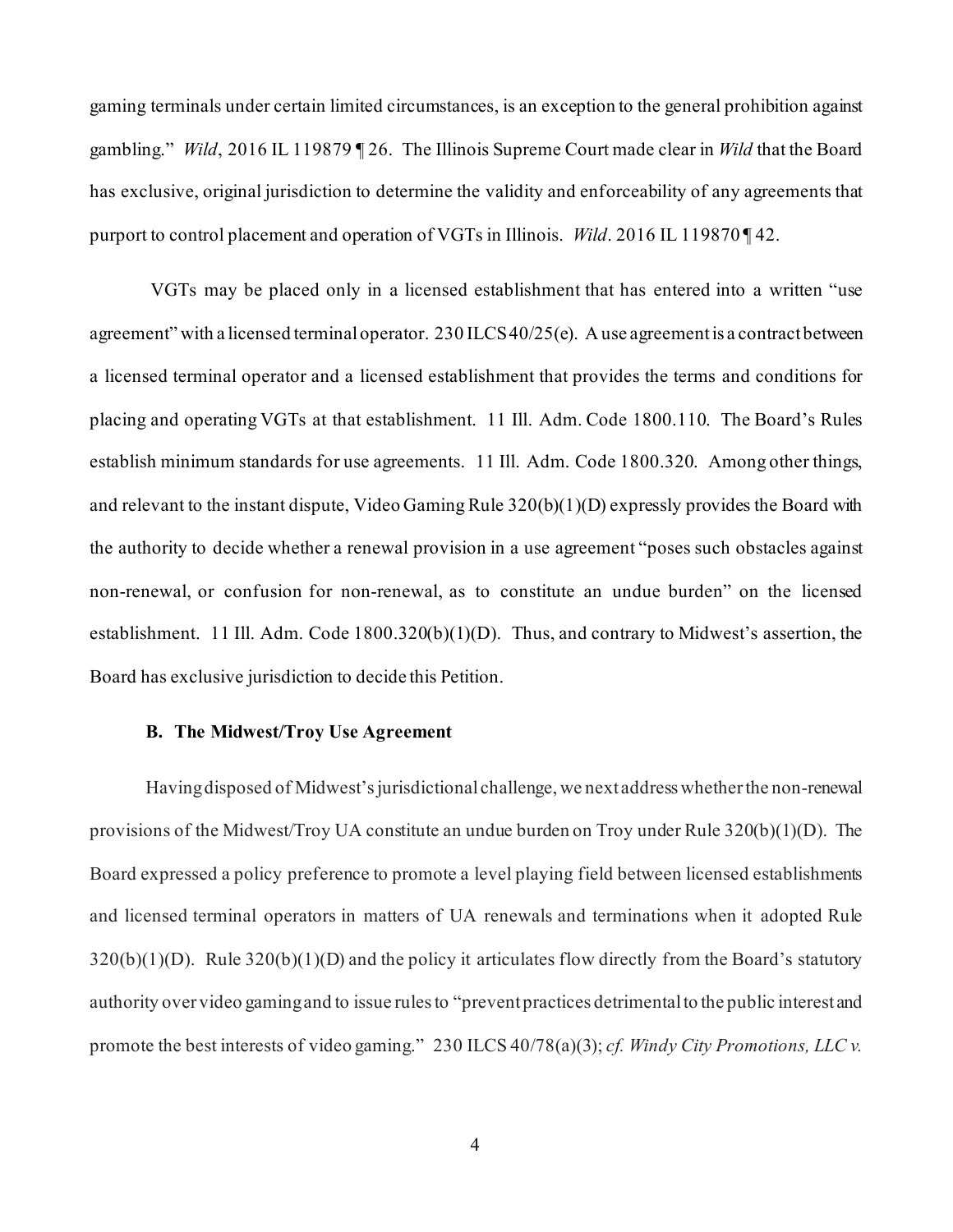gaming terminals under certain limited circumstances, is an exception to the general prohibition against gambling." *Wild*, 2016 IL 119879 ¶ 26. The Illinois Supreme Court made clear in *Wild* that the Board has exclusive, original jurisdiction to determine the validity and enforceability of any agreements that purport to control placement and operation of VGTs in Illinois. *Wild*. 2016 IL 119870 ¶ 42.

VGTs may be placed only in a licensed establishment that has entered into a written "use agreement" with a licensed terminal operator. 230 ILCS 40/25(e). A use agreement is a contract between a licensed terminal operator and a licensed establishment that provides the terms and conditions for placing and operating VGTs at that establishment. 11 Ill. Adm. Code 1800.110. The Board's Rules establish minimum standards for use agreements. 11 Ill. Adm. Code 1800.320. Among other things, and relevant to the instant dispute, Video Gaming Rule 320(b)(1)(D) expressly provides the Board with the authority to decide whether a renewal provision in a use agreement "poses such obstacles against non-renewal, or confusion for non-renewal, as to constitute an undue burden" on the licensed establishment. 11 Ill. Adm. Code 1800.320(b)(1)(D). Thus, and contrary to Midwest's assertion, the Board has exclusive jurisdiction to decide this Petition.

### B. The Midwest/Troy Use Agreement

Having disposed of Midwest's jurisdictional challenge, we next address whether the non-renewal provisions of the Midwest/Troy UA constitute an undue burden on Troy under Rule 320(b)(1)(D). The Board expressed a policy preference to promote a level playing field between licensed establishments and licensed terminal operators in matters of UA renewals and terminations when it adopted Rule 320(b)(1)(D). Rule 320(b)(1)(D) and the policy it articulates flow directly from the Board's statutory authority over video gaming and to issue rules to "prevent practices detrimental to the public interest and promote the best interests of video gaming." 230 ILCS 40/78(a)(3); *cf. Windy City Promotions, LLC v.*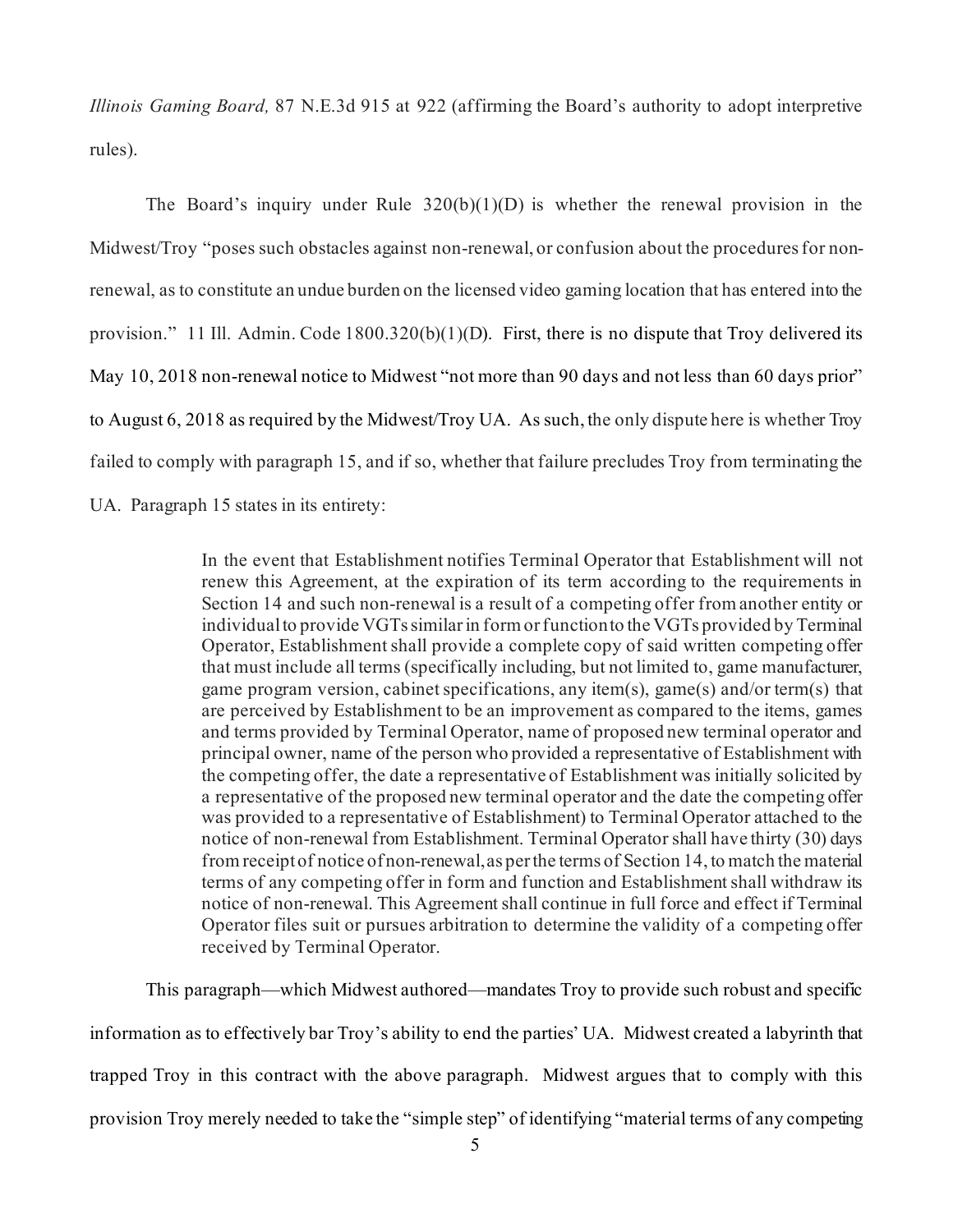*Illinois Gaming Board,* 87 N.E.3d 915 at 922 (affirming the Board's authority to adopt interpretive rules).

The Board's inquiry under Rule 320(b)(1)(D) is whether the renewal provision in the Midwest/Troy "poses such obstacles against non-renewal, or confusion about the procedures for non-renewal, as to constitute an undue burden on the licensed video gaming location that has entered into the provision." 11 Ill. Admin. Code 1800.320(b)(1)(D). First, there is no dispute that Troy delivered its May 10, 2018 non-renewal notice to Midwest "not more than 90 days and not less than 60 days prior" to August 6, 2018 as required by the Midwest/Troy UA. As such, the only dispute here is whether Troy failed to comply with paragraph 15, and if so, whether that failure precludes Troy from terminating the UA. Paragraph 15 states in its entirety:

> In the event that Establishment notifies Terminal Operator that Establishment will not renew this Agreement, at the expiration of its term according to the requirements in Section 14 and such non-renewal is a result of a competing offer from another entity or individual to provide VGTs similar in form or function to the VGTs provided by Terminal Operator, Establishment shall provide a complete copy of said written competing offer that must include all terms (specifically including, but not limited to, game manufacturer, game program version, cabinet specifications, any item(s), game(s) and/or term(s) that are perceived by Establishment to be an improvement as compared to the items, games and terms provided by Terminal Operator, name of proposed new terminal operator and principal owner, name of the person who provided a representative of Establishment with the competing offer, the date a representative of Establishment was initially solicited by a representative of the proposed new terminal operator and the date the competing offer was provided to a representative of Establishment) to Terminal Operator attached to the notice of non-renewal from Establishment. Terminal Operator shall have thirty (30) days from receipt of notice of non-renewal, as per the terms of Section 14, to match the material terms of any competing offer in form and function and Establishment shall withdraw its notice of non-renewal. This Agreement shall continue in full force and effect if Terminal Operator files suit or pursues arbitration to determine the validity of a competing offer received by Terminal Operator.

This paragraph—which Midwest authored—mandates Troy to provide such robust and specific information as to effectively bar Troy's ability to end the parties' UA. Midwest created a labyrinth that trapped Troy in this contract with the above paragraph. Midwest argues that to comply with this provision Troy merely needed to take the "simple step" of identifying "material terms of any competing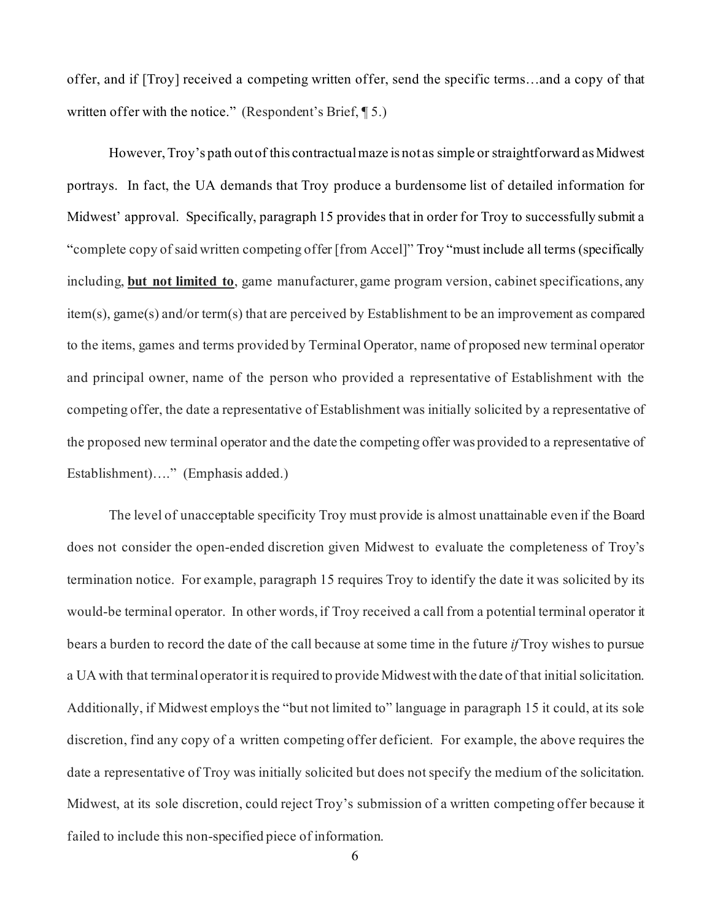offer, and if [Troy] received a competing written offer, send the specific terms…and a copy of that written offer with the notice." (Respondent's Brief, ¶ 5.)

However, Troy's path out of this contractual maze is not as simple or straightforward as Midwest portrays. In fact, the UA demands that Troy produce a burdensome list of detailed information for Midwest' approval. Specifically, paragraph 15 provides that in order for Troy to successfully submit a "complete copy of said written competing offer [from Accel]" Troy "must include all terms (specifically including, <u>**but not limited to**</u>, game manufacturer, game program version, cabinet specifications, any item(s), game(s) and/or term(s) that are perceived by Establishment to be an improvement as compared to the items, games and terms provided by Terminal Operator, name of proposed new terminal operator and principal owner, name of the person who provided a representative of Establishment with the competing offer, the date a representative of Establishment was initially solicited by a representative of the proposed new terminal operator and the date the competing offer was provided to a representative of Establishment)…." (Emphasis added.)

The level of unacceptable specificity Troy must provide is almost unattainable even if the Board does not consider the open-ended discretion given Midwest to evaluate the completeness of Troy's termination notice. For example, paragraph 15 requires Troy to identify the date it was solicited by its would-be terminal operator. In other words, if Troy received a call from a potential terminal operator it bears a burden to record the date of the call because at some time in the future *if* Troy wishes to pursue a UA with that terminal operator it is required to provide Midwest with the date of that initial solicitation. Additionally, if Midwest employs the "but not limited to" language in paragraph 15 it could, at its sole discretion, find any copy of a written competing offer deficient. For example, the above requires the date a representative of Troy was initially solicited but does not specify the medium of the solicitation. Midwest, at its sole discretion, could reject Troy's submission of a written competing offer because it failed to include this non-specified piece of information.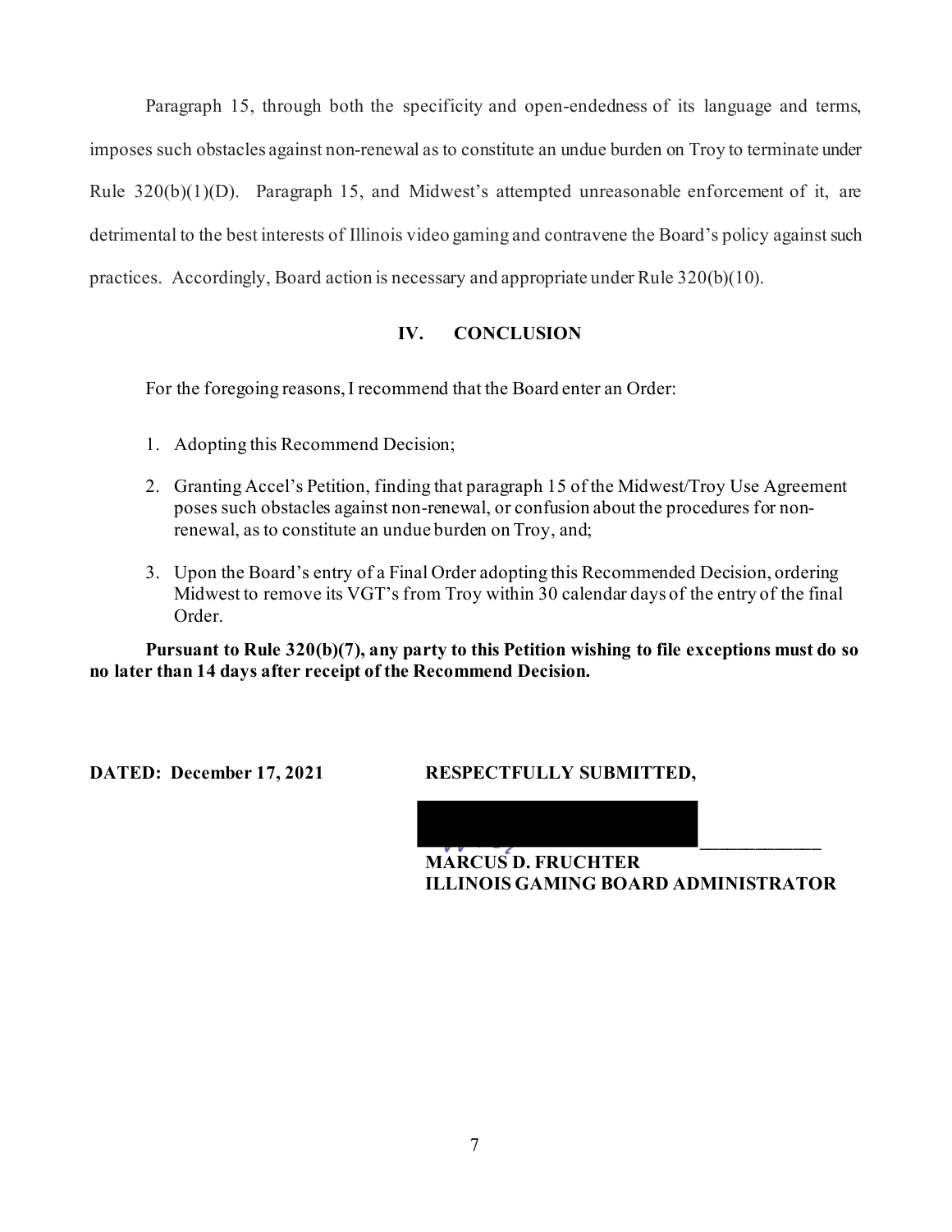Paragraph 15, through both the specificity and open-endedness of its language and terms, imposes such obstacles against non-renewal as to constitute an undue burden on Troy to terminate under Rule 320(b)(1)(D). Paragraph 15, and Midwest's attempted unreasonable enforcement of it, are detrimental to the best interests of Illinois video gaming and contravene the Board's policy against such practices. Accordingly, Board action is necessary and appropriate under Rule 320(b)(10).

## IV. CONCLUSION

For the foregoing reasons, I recommend that the Board enter an Order:

1. Adopting this Recommend Decision;
2. Granting Accel's Petition, finding that paragraph 15 of the Midwest/Troy Use Agreement poses such obstacles against non-renewal, or confusion about the procedures for non-renewal, as to constitute an undue burden on Troy, and;
3. Upon the Board's entry of a Final Order adopting this Recommended Decision, ordering Midwest to remove its VGT's from Troy within 30 calendar days of the entry of the final Order.

**Pursuant to Rule 320(b)(7), any party to this Petition wishing to file exceptions must do so no later than 14 days after receipt of the Recommend Decision.**

**DATED: December 17, 2021**

**RESPECTFULLY SUBMITTED,**

______________

**MARCUS D. FRUCHTER**
**ILLINOIS GAMING BOARD ADMINISTRATOR**